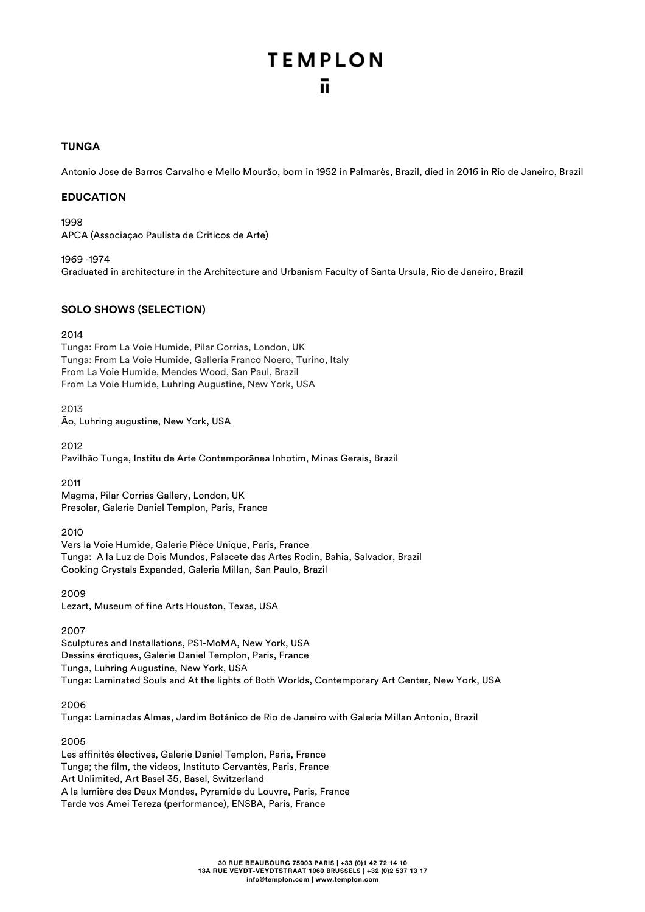# TEMPLON

## TUNGA

Antonio Jose de Barros Carvalho e Mello Mourão, born in 1952 in Palmarès, Brazil, died in 2016 in Rio de Janeiro, Brazil

## EDUCATION

1998
APCA (Associaçao Paulista de Criticos de Arte)

1969 -1974
Graduated in architecture in the Architecture and Urbanism Faculty of Santa Ursula, Rio de Janeiro, Brazil

## SOLO SHOWS (SELECTION)

2014
Tunga: From La Voie Humide, Pilar Corrias, London, UK
Tunga: From La Voie Humide, Galleria Franco Noero, Turino, Italy
From La Voie Humide, Mendes Wood, San Paul, Brazil
From La Voie Humide, Luhring Augustine, New York, USA

2013
Ão, Luhring augustine, New York, USA

2012
Pavilhão Tunga, Institu de Arte Contemporãnea Inhotim, Minas Gerais, Brazil

2011
Magma, Pilar Corrias Gallery, London, UK
Presolar, Galerie Daniel Templon, Paris, France

2010
Vers la Voie Humide, Galerie Pièce Unique, Paris, France
Tunga: A la Luz de Dois Mundos, Palacete das Artes Rodin, Bahia, Salvador, Brazil
Cooking Crystals Expanded, Galeria Millan, San Paulo, Brazil

2009
Lezart, Museum of fine Arts Houston, Texas, USA

2007
Sculptures and Installations, PS1-MoMA, New York, USA
Dessins érotiques, Galerie Daniel Templon, Paris, France
Tunga, Luhring Augustine, New York, USA
Tunga: Laminated Souls and At the lights of Both Worlds, Contemporary Art Center, New York, USA

2006
Tunga: Laminadas Almas, Jardim Botánico de Rio de Janeiro with Galeria Millan Antonio, Brazil

2005
Les affinités électives, Galerie Daniel Templon, Paris, France
Tunga; the film, the videos, Instituto Cervantès, Paris, France
Art Unlimited, Art Basel 35, Basel, Switzerland
A la lumière des Deux Mondes, Pyramide du Louvre, Paris, France
Tarde vos Amei Tereza (performance), ENSBA, Paris, France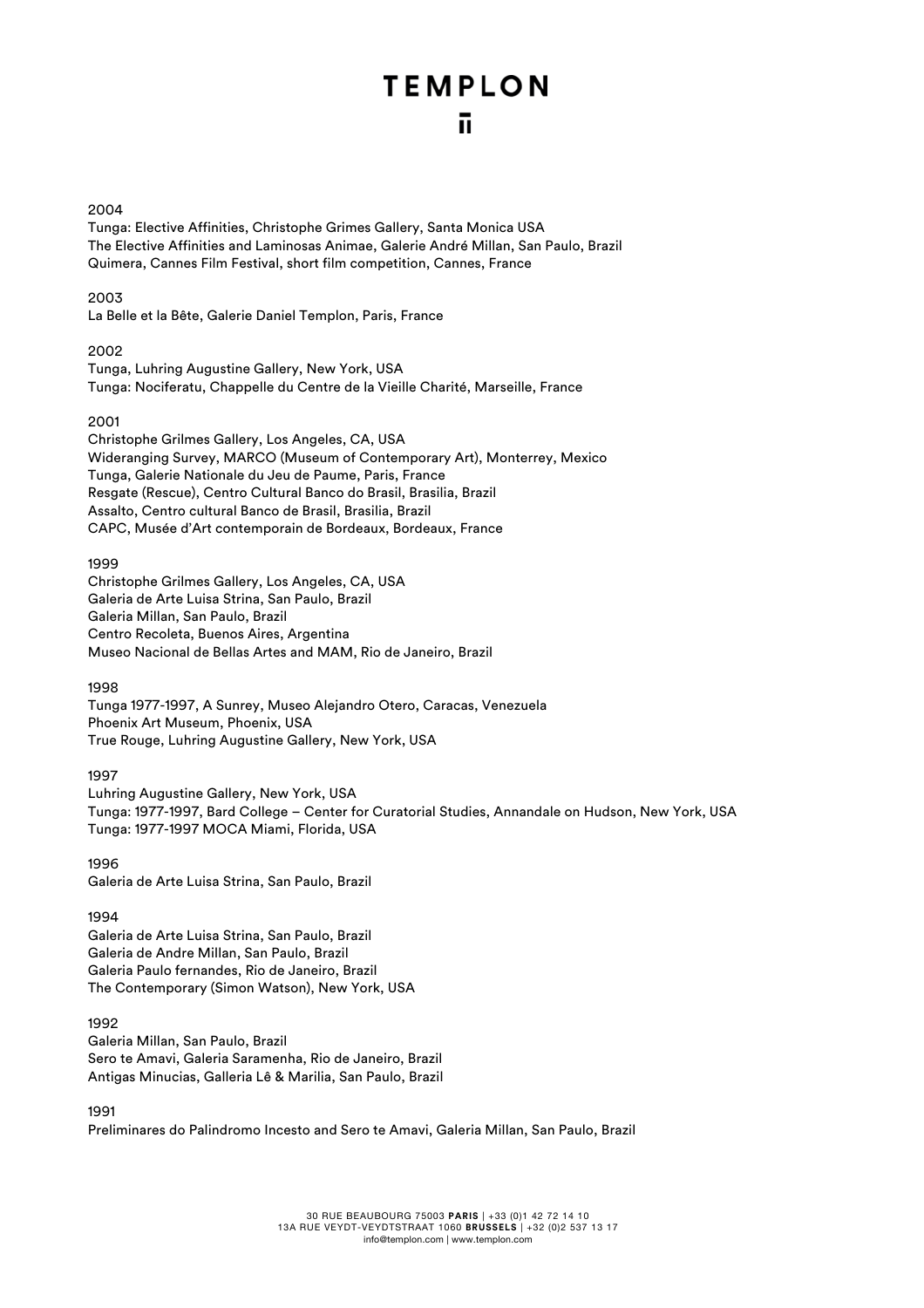2004

Tunga: Elective Affinities, Christophe Grimes Gallery, Santa Monica USA
The Elective Affinities and Laminosas Animae, Galerie André Millan, San Paulo, Brazil
Quimera, Cannes Film Festival, short film competition, Cannes, France

2003

La Belle et la Bête, Galerie Daniel Templon, Paris, France

2002

Tunga, Luhring Augustine Gallery, New York, USA
Tunga: Nociferatu, Chappelle du Centre de la Vieille Charité, Marseille, France

2001

Christophe Grilmes Gallery, Los Angeles, CA, USA
Wideranging Survey, MARCO (Museum of Contemporary Art), Monterrey, Mexico
Tunga, Galerie Nationale du Jeu de Paume, Paris, France
Resgate (Rescue), Centro Cultural Banco do Brasil, Brasilia, Brazil
Assalto, Centro cultural Banco de Brasil, Brasilia, Brazil
CAPC, Musée d'Art contemporain de Bordeaux, Bordeaux, France

1999

Christophe Grilmes Gallery, Los Angeles, CA, USA
Galeria de Arte Luisa Strina, San Paulo, Brazil
Galeria Millan, San Paulo, Brazil
Centro Recoleta, Buenos Aires, Argentina
Museo Nacional de Bellas Artes and MAM, Rio de Janeiro, Brazil

1998

Tunga 1977-1997, A Sunrey, Museo Alejandro Otero, Caracas, Venezuela
Phoenix Art Museum, Phoenix, USA
True Rouge, Luhring Augustine Gallery, New York, USA

1997

Luhring Augustine Gallery, New York, USA
Tunga: 1977-1997, Bard College – Center for Curatorial Studies, Annandale on Hudson, New York, USA
Tunga: 1977-1997 MOCA Miami, Florida, USA

1996

Galeria de Arte Luisa Strina, San Paulo, Brazil

1994

Galeria de Arte Luisa Strina, San Paulo, Brazil
Galeria de Andre Millan, San Paulo, Brazil
Galeria Paulo fernandes, Rio de Janeiro, Brazil
The Contemporary (Simon Watson), New York, USA

1992

Galeria Millan, San Paulo, Brazil
Sero te Amavi, Galeria Saramenha, Rio de Janeiro, Brazil
Antigas Minucias, Galleria Lê & Marilia, San Paulo, Brazil

1991

Preliminares do Palindromo Incesto and Sero te Amavi, Galeria Millan, San Paulo, Brazil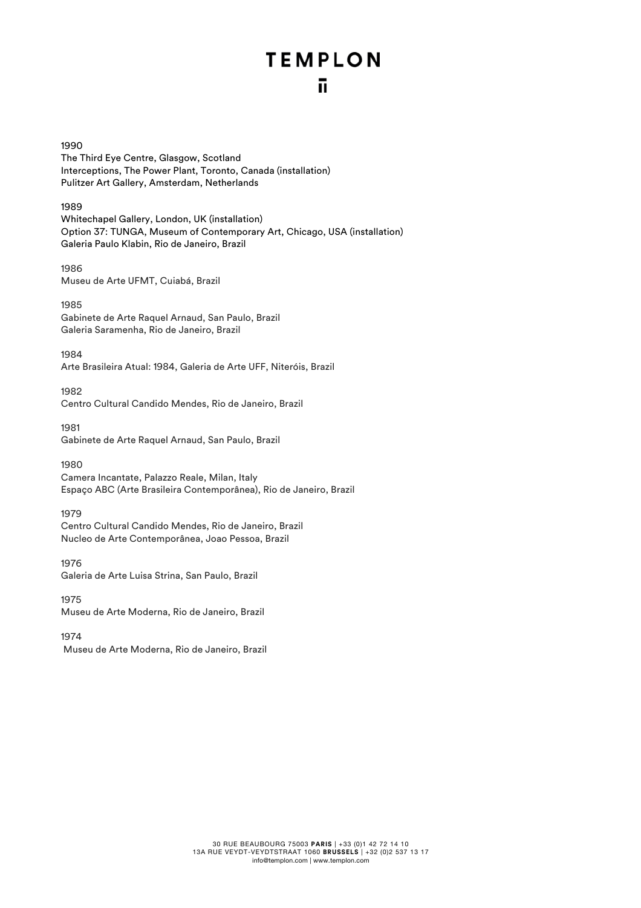1990

The Third Eye Centre, Glasgow, Scotland
Interceptions, The Power Plant, Toronto, Canada (installation)
Pulitzer Art Gallery, Amsterdam, Netherlands

1989

Whitechapel Gallery, London, UK (installation)
Option 37: TUNGA, Museum of Contemporary Art, Chicago, USA (installation)
Galeria Paulo Klabin, Rio de Janeiro, Brazil

1986

Museu de Arte UFMT, Cuiabá, Brazil

1985

Gabinete de Arte Raquel Arnaud, San Paulo, Brazil
Galeria Saramenha, Rio de Janeiro, Brazil

1984

Arte Brasileira Atual: 1984, Galeria de Arte UFF, Niteróis, Brazil

1982

Centro Cultural Candido Mendes, Rio de Janeiro, Brazil

1981

Gabinete de Arte Raquel Arnaud, San Paulo, Brazil

1980

Camera Incantate, Palazzo Reale, Milan, Italy
Espaço ABC (Arte Brasileira Contemporânea), Rio de Janeiro, Brazil

1979

Centro Cultural Candido Mendes, Rio de Janeiro, Brazil
Nucleo de Arte Contemporânea, Joao Pessoa, Brazil

1976

Galeria de Arte Luisa Strina, San Paulo, Brazil

1975

Museu de Arte Moderna, Rio de Janeiro, Brazil

1974

Museu de Arte Moderna, Rio de Janeiro, Brazil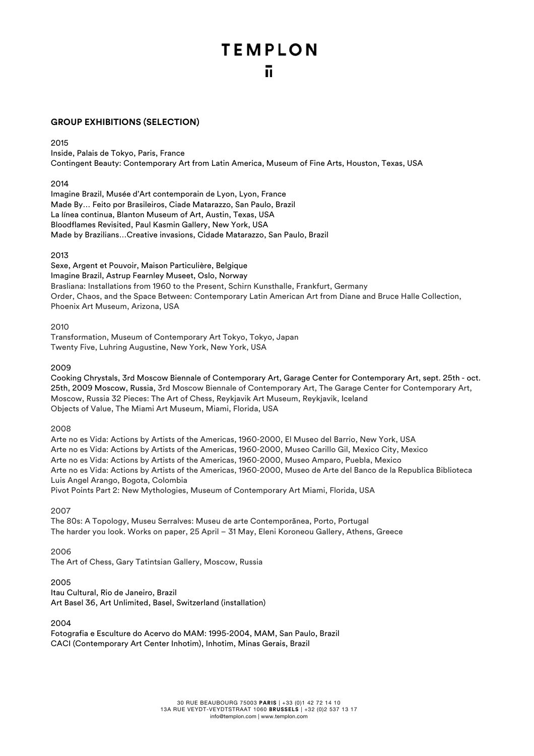## GROUP EXHIBITIONS (SELECTION)

2015

Inside, Palais de Tokyo, Paris, France
Contingent Beauty: Contemporary Art from Latin America, Museum of Fine Arts, Houston, Texas, USA

2014

Imagine Brazil, Musée d'Art contemporain de Lyon, Lyon, France
Made By… Feito por Brasileiros, Ciade Matarazzo, San Paulo, Brazil
La línea continua, Blanton Museum of Art, Austin, Texas, USA
Bloodflames Revisited, Paul Kasmin Gallery, New York, USA
Made by Brazilians…Creative invasions, Cidade Matarazzo, San Paulo, Brazil

2013

Sexe, Argent et Pouvoir, Maison Particulière, Belgique
Imagine Brazil, Astrup Fearnley Museet, Oslo, Norway
Brasliana: Installations from 1960 to the Present, Schirn Kunsthalle, Frankfurt, Germany
Order, Chaos, and the Space Between: Contemporary Latin American Art from Diane and Bruce Halle Collection, Phoenix Art Museum, Arizona, USA

2010

Transformation, Museum of Contemporary Art Tokyo, Tokyo, Japan
Twenty Five, Luhring Augustine, New York, New York, USA

2009

Cooking Chrystals, 3rd Moscow Biennale of Contemporary Art, Garage Center for Contemporary Art, sept. 25th - oct. 25th, 2009 Moscow, Russia, 3rd Moscow Biennale of Contemporary Art, The Garage Center for Contemporary Art, Moscow, Russia 32 Pieces: The Art of Chess, Reykjavik Art Museum, Reykjavik, Iceland
Objects of Value, The Miami Art Museum, Miami, Florida, USA

2008

Arte no es Vida: Actions by Artists of the Americas, 1960-2000, El Museo del Barrio, New York, USA
Arte no es Vida: Actions by Artists of the Americas, 1960-2000, Museo Carillo Gil, Mexico City, Mexico
Arte no es Vida: Actions by Artists of the Americas, 1960-2000, Museo Amparo, Puebla, Mexico
Arte no es Vida: Actions by Artists of the Americas, 1960-2000, Museo de Arte del Banco de la Republica Biblioteca Luis Angel Arango, Bogota, Colombia
Pivot Points Part 2: New Mythologies, Museum of Contemporary Art Miami, Florida, USA

2007

The 80s: A Topology, Museu Serralves: Museu de arte Contemporãnea, Porto, Portugal
The harder you look. Works on paper, 25 April – 31 May, Eleni Koroneou Gallery, Athens, Greece

2006

The Art of Chess, Gary Tatintsian Gallery, Moscow, Russia

2005

Itau Cultural, Rio de Janeiro, Brazil
Art Basel 36, Art Unlimited, Basel, Switzerland (installation)

2004

Fotografia e Esculture do Acervo do MAM: 1995-2004, MAM, San Paulo, Brazil
CACI (Contemporary Art Center Inhotim), Inhotim, Minas Gerais, Brazil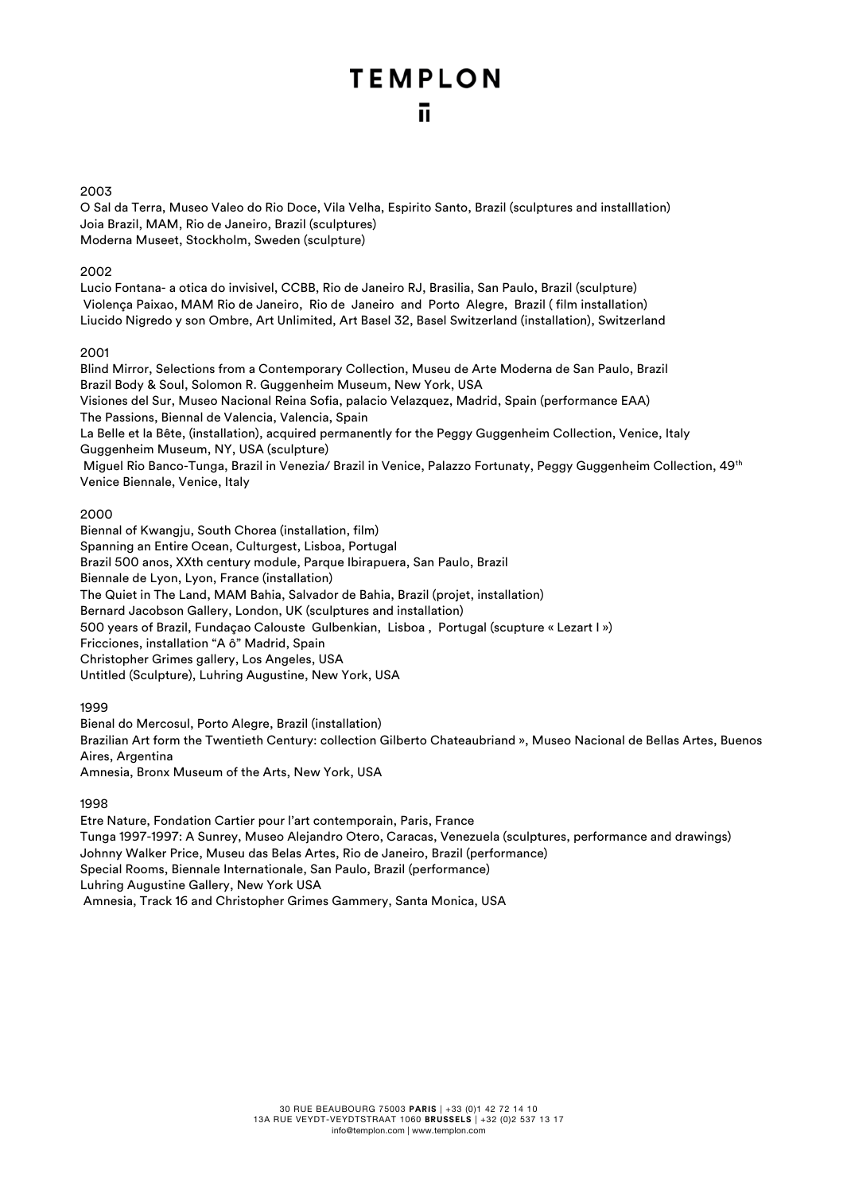2003

O Sal da Terra, Museo Valeo do Rio Doce, Vila Velha, Espirito Santo, Brazil (sculptures and installlation)
Joia Brazil, MAM, Rio de Janeiro, Brazil (sculptures)
Moderna Museet, Stockholm, Sweden (sculpture)

2002

Lucio Fontana- a otica do invisivel, CCBB, Rio de Janeiro RJ, Brasilia, San Paulo, Brazil (sculpture)
Violença Paixao, MAM Rio de Janeiro, Rio de Janeiro and Porto Alegre, Brazil ( film installation)
Liucido Nigredo y son Ombre, Art Unlimited, Art Basel 32, Basel Switzerland (installation), Switzerland

2001

Blind Mirror, Selections from a Contemporary Collection, Museu de Arte Moderna de San Paulo, Brazil
Brazil Body & Soul, Solomon R. Guggenheim Museum, New York, USA
Visiones del Sur, Museo Nacional Reina Sofia, palacio Velazquez, Madrid, Spain (performance EAA)
The Passions, Biennal de Valencia, Valencia, Spain
La Belle et la Bête, (installation), acquired permanently for the Peggy Guggenheim Collection, Venice, Italy
Guggenheim Museum, NY, USA (sculpture)
Miguel Rio Banco-Tunga, Brazil in Venezia/ Brazil in Venice, Palazzo Fortunaty, Peggy Guggenheim Collection, 49th Venice Biennale, Venice, Italy

2000

Biennal of Kwangju, South Chorea (installation, film)
Spanning an Entire Ocean, Culturgest, Lisboa, Portugal
Brazil 500 anos, XXth century module, Parque Ibirapuera, San Paulo, Brazil
Biennale de Lyon, Lyon, France (installation)
The Quiet in The Land, MAM Bahia, Salvador de Bahia, Brazil (projet, installation)
Bernard Jacobson Gallery, London, UK (sculptures and installation)
500 years of Brazil, Fundaçao Calouste Gulbenkian, Lisboa , Portugal (scupture « Lezart I »)
Fricciones, installation "A ô" Madrid, Spain
Christopher Grimes gallery, Los Angeles, USA
Untitled (Sculpture), Luhring Augustine, New York, USA

1999

Bienal do Mercosul, Porto Alegre, Brazil (installation)
Brazilian Art form the Twentieth Century: collection Gilberto Chateaubriand », Museo Nacional de Bellas Artes, Buenos Aires, Argentina
Amnesia, Bronx Museum of the Arts, New York, USA

1998

Etre Nature, Fondation Cartier pour l'art contemporain, Paris, France
Tunga 1997-1997: A Sunrey, Museo Alejandro Otero, Caracas, Venezuela (sculptures, performance and drawings)
Johnny Walker Price, Museu das Belas Artes, Rio de Janeiro, Brazil (performance)
Special Rooms, Biennale Internationale, San Paulo, Brazil (performance)
Luhring Augustine Gallery, New York USA
Amnesia, Track 16 and Christopher Grimes Gammery, Santa Monica, USA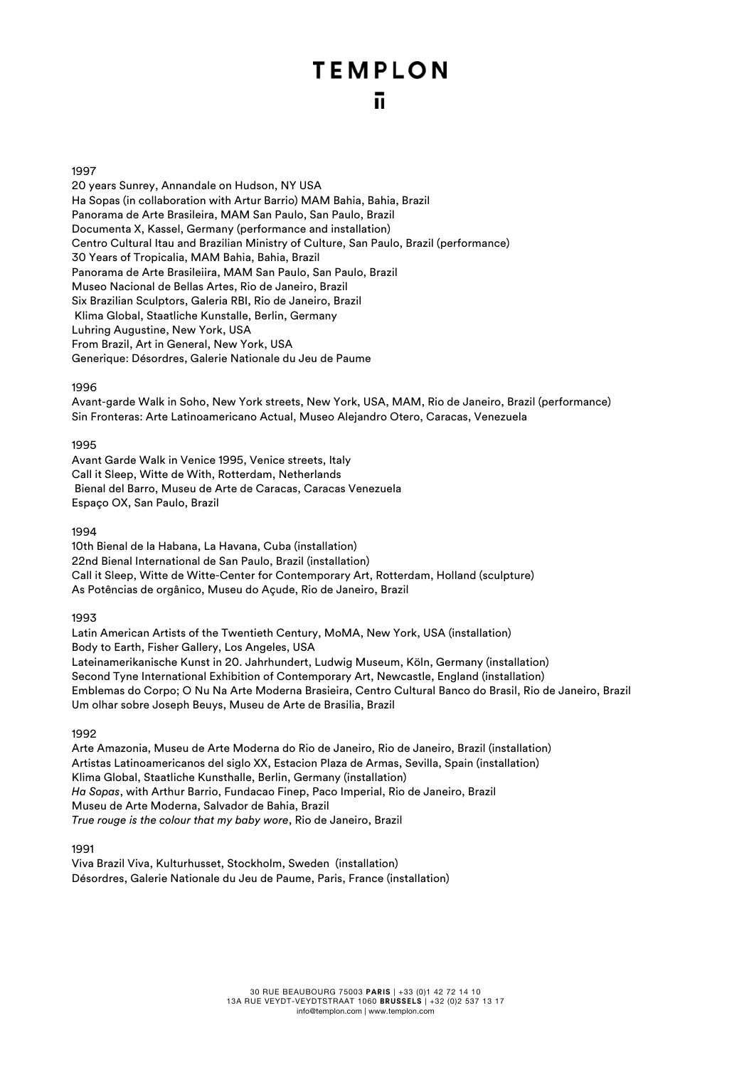1997

20 years Sunrey, Annandale on Hudson, NY USA
Ha Sopas (in collaboration with Artur Barrio) MAM Bahia, Bahia, Brazil
Panorama de Arte Brasileira, MAM San Paulo, San Paulo, Brazil
Documenta X, Kassel, Germany (performance and installation)
Centro Cultural Itau and Brazilian Ministry of Culture, San Paulo, Brazil (performance)
30 Years of Tropicalia, MAM Bahia, Bahia, Brazil
Panorama de Arte Brasileiira, MAM San Paulo, San Paulo, Brazil
Museo Nacional de Bellas Artes, Rio de Janeiro, Brazil
Six Brazilian Sculptors, Galeria RBI, Rio de Janeiro, Brazil
Klima Global, Staatliche Kunstalle, Berlin, Germany
Luhring Augustine, New York, USA
From Brazil, Art in General, New York, USA
Generique: Désordres, Galerie Nationale du Jeu de Paume

1996

Avant-garde Walk in Soho, New York streets, New York, USA, MAM, Rio de Janeiro, Brazil (performance)
Sin Fronteras: Arte Latinoamericano Actual, Museo Alejandro Otero, Caracas, Venezuela

1995

Avant Garde Walk in Venice 1995, Venice streets, Italy
Call it Sleep, Witte de With, Rotterdam, Netherlands
Bienal del Barro, Museu de Arte de Caracas, Caracas Venezuela
Espaço OX, San Paulo, Brazil

1994

10th Bienal de la Habana, La Havana, Cuba (installation)
22nd Bienal International de San Paulo, Brazil (installation)
Call it Sleep, Witte de Witte-Center for Contemporary Art, Rotterdam, Holland (sculpture)
As Potências de orgânico, Museu do Açude, Rio de Janeiro, Brazil

1993

Latin American Artists of the Twentieth Century, MoMA, New York, USA (installation)
Body to Earth, Fisher Gallery, Los Angeles, USA
Lateinamerikanische Kunst in 20. Jahrhundert, Ludwig Museum, Köln, Germany (installation)
Second Tyne International Exhibition of Contemporary Art, Newcastle, England (installation)
Emblemas do Corpo; O Nu Na Arte Moderna Brasieira, Centro Cultural Banco do Brasil, Rio de Janeiro, Brazil
Um olhar sobre Joseph Beuys, Museu de Arte de Brasilia, Brazil

1992

Arte Amazonia, Museu de Arte Moderna do Rio de Janeiro, Rio de Janeiro, Brazil (installation)
Artistas Latinoamericanos del siglo XX, Estacion Plaza de Armas, Sevilla, Spain (installation)
Klima Global, Staatliche Kunsthalle, Berlin, Germany (installation)
*Ha Sopas*, with Arthur Barrio, Fundacao Finep, Paco Imperial, Rio de Janeiro, Brazil
Museu de Arte Moderna, Salvador de Bahia, Brazil
*True rouge is the colour that my baby wore*, Rio de Janeiro, Brazil

1991

Viva Brazil Viva, Kulturhusset, Stockholm, Sweden (installation)
Désordres, Galerie Nationale du Jeu de Paume, Paris, France (installation)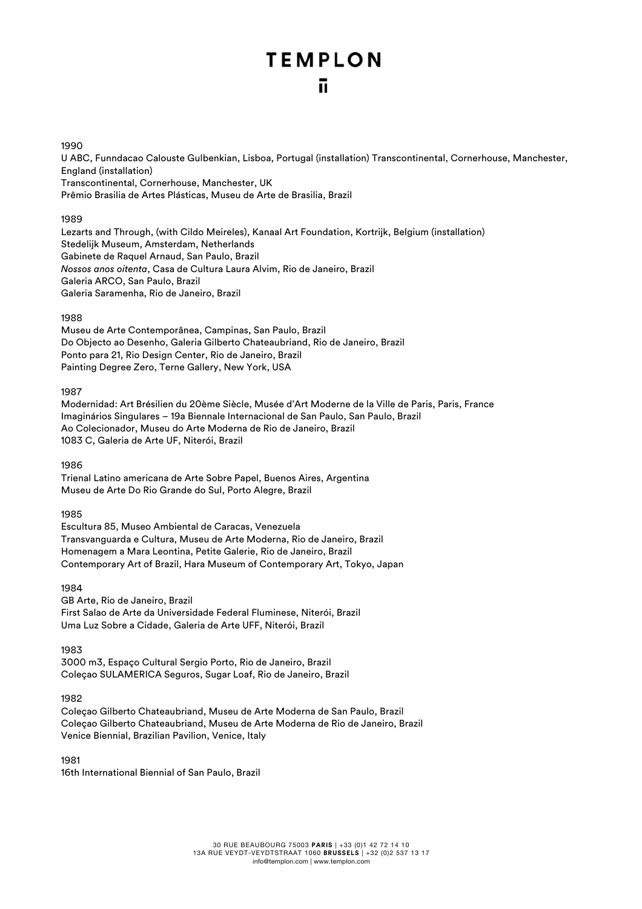1990

U ABC, Funndacao Calouste Gulbenkian, Lisboa, Portugal (installation) Transcontinental, Cornerhouse, Manchester, England (installation)
Transcontinental, Cornerhouse, Manchester, UK
Prêmio Brasilia de Artes Plásticas, Museu de Arte de Brasilia, Brazil

1989

Lezarts and Through, (with Cildo Meireles), Kanaal Art Foundation, Kortrijk, Belgium (installation)
Stedelijk Museum, Amsterdam, Netherlands
Gabinete de Raquel Arnaud, San Paulo, Brazil
*Nossos anos oitenta*, Casa de Cultura Laura Alvim, Rio de Janeiro, Brazil
Galeria ARCO, San Paulo, Brazil
Galeria Saramenha, Rio de Janeiro, Brazil

1988

Museu de Arte Contemporânea, Campinas, San Paulo, Brazil
Do Objecto ao Desenho, Galeria Gilberto Chateaubriand, Rio de Janeiro, Brazil
Ponto para 21, Rio Design Center, Rio de Janeiro, Brazil
Painting Degree Zero, Terne Gallery, New York, USA

1987

Modernidad: Art Brésilien du 20ème Siècle, Musée d'Art Moderne de la Ville de Paris, Paris, France
Imaginários Singulares – 19a Biennale Internacional de San Paulo, San Paulo, Brazil
Ao Colecionador, Museu do Arte Moderna de Rio de Janeiro, Brazil
1083 C, Galeria de Arte UF, Niterói, Brazil

1986

Trienal Latino americana de Arte Sobre Papel, Buenos Aires, Argentina
Museu de Arte Do Rio Grande do Sul, Porto Alegre, Brazil

1985

Escultura 85, Museo Ambiental de Caracas, Venezuela
Transvanguarda e Cultura, Museu de Arte Moderna, Rio de Janeiro, Brazil
Homenagem a Mara Leontina, Petite Galerie, Rio de Janeiro, Brazil
Contemporary Art of Brazil, Hara Museum of Contemporary Art, Tokyo, Japan

1984

GB Arte, Rio de Janeiro, Brazil
First Salao de Arte da Universidade Federal Fluminese, Niterói, Brazil
Uma Luz Sobre a Cidade, Galeria de Arte UFF, Niterói, Brazil

1983

3000 m3, Espaço Cultural Sergio Porto, Rio de Janeiro, Brazil
Coleçao SULAMERICA Seguros, Sugar Loaf, Rio de Janeiro, Brazil

1982

Coleçao Gilberto Chateaubriand, Museu de Arte Moderna de San Paulo, Brazil
Coleçao Gilberto Chateaubriand, Museu de Arte Moderna de Rio de Janeiro, Brazil
Venice Biennial, Brazilian Pavilion, Venice, Italy

1981

16th International Biennial of San Paulo, Brazil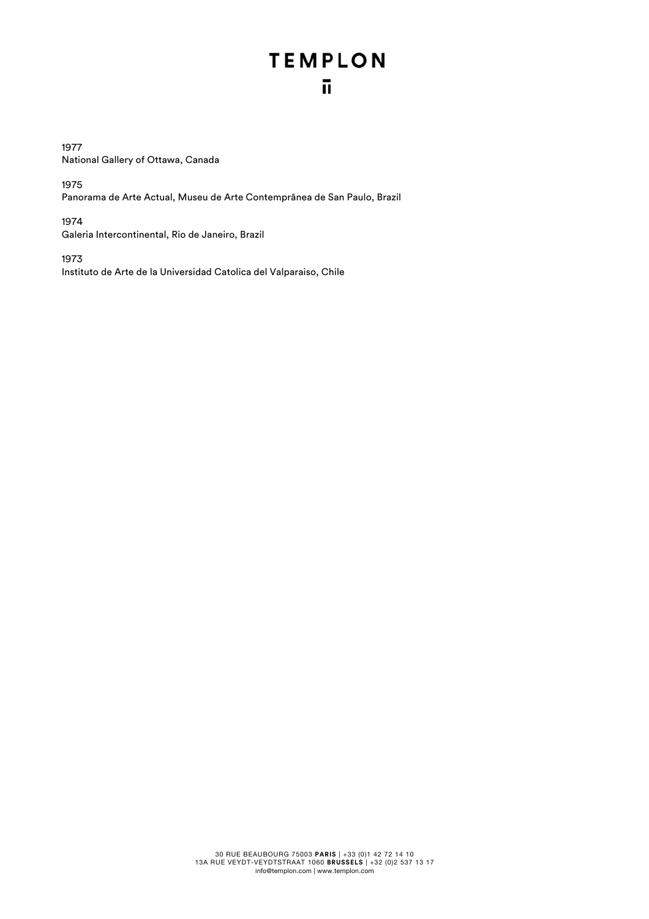1977
National Gallery of Ottawa, Canada

1975
Panorama de Arte Actual, Museu de Arte Contemprânea de San Paulo, Brazil

1974
Galeria Intercontinental, Rio de Janeiro, Brazil

1973
Instituto de Arte de la Universidad Catolica del Valparaiso, Chile